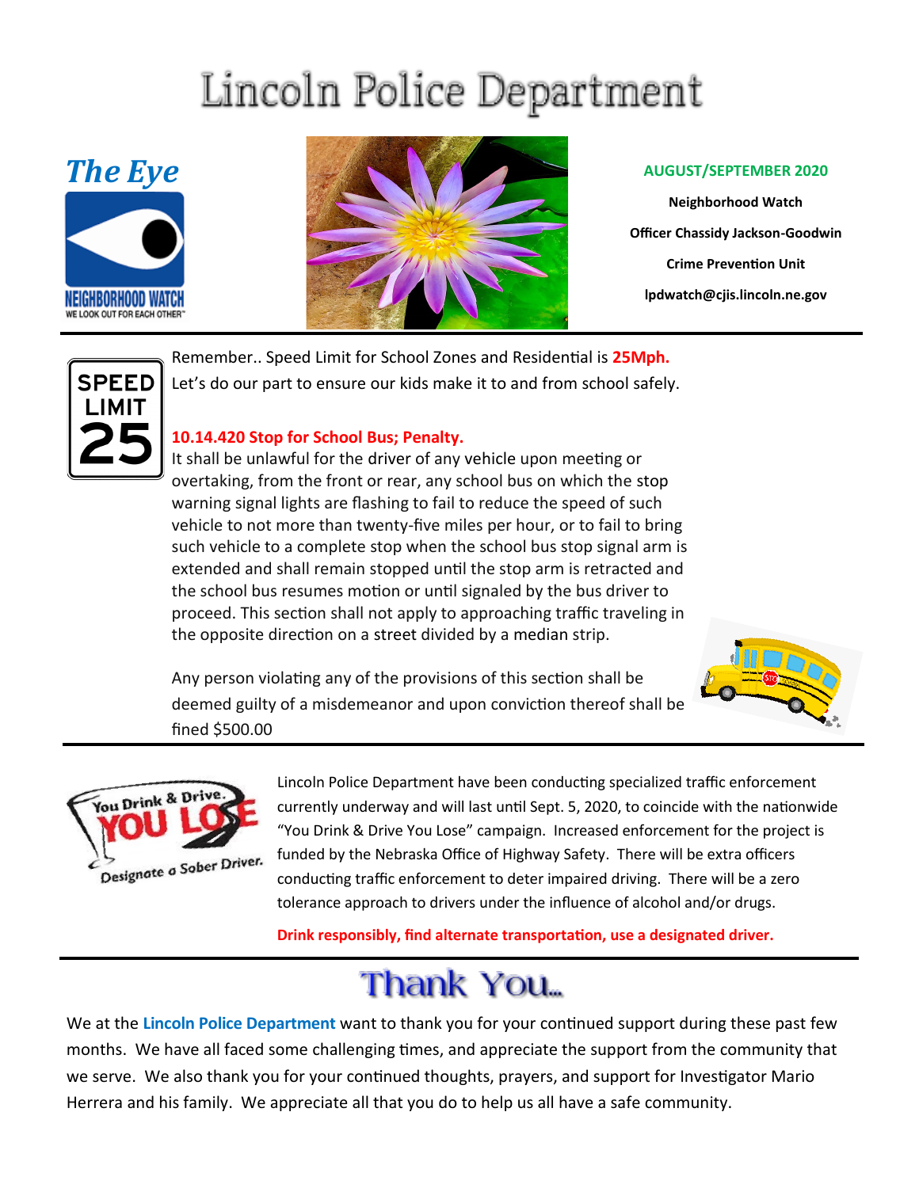# Lincoln Police Department

## *The Eye*

**AUGUST/SEPTEMBER 2020**

**Neighborhood Watch**

**Officer Chassidy Jackson-Goodwin**

**Crime Prevention Unit**

**lpdwatch@cjis.lincoln.ne.gov**

---

Remember.. Speed Limit for School Zones and Residential is **25Mph.**
Let's do our part to ensure our kids make it to and from school safely.

**10.14.420 Stop for School Bus; Penalty.**
It shall be unlawful for the driver of any vehicle upon meeting or overtaking, from the front or rear, any school bus on which the stop warning signal lights are flashing to fail to reduce the speed of such vehicle to not more than twenty-five miles per hour, or to fail to bring such vehicle to a complete stop when the school bus stop signal arm is extended and shall remain stopped until the stop arm is retracted and the school bus resumes motion or until signaled by the bus driver to proceed. This section shall not apply to approaching traffic traveling in the opposite direction on a street divided by a median strip.

Any person violating any of the provisions of this section shall be deemed guilty of a misdemeanor and upon conviction thereof shall be fined $500.00

---

Lincoln Police Department have been conducting specialized traffic enforcement currently underway and will last until Sept. 5, 2020, to coincide with the nationwide "You Drink & Drive You Lose" campaign. Increased enforcement for the project is funded by the Nebraska Office of Highway Safety. There will be extra officers conducting traffic enforcement to deter impaired driving. There will be a zero tolerance approach to drivers under the influence of alcohol and/or drugs.

**Drink responsibly, find alternate transportation, use a designated driver.**

---

## Thank You...

We at the **Lincoln Police Department** want to thank you for your continued support during these past few months. We have all faced some challenging times, and appreciate the support from the community that we serve. We also thank you for your continued thoughts, prayers, and support for Investigator Mario Herrera and his family. We appreciate all that you do to help us all have a safe community.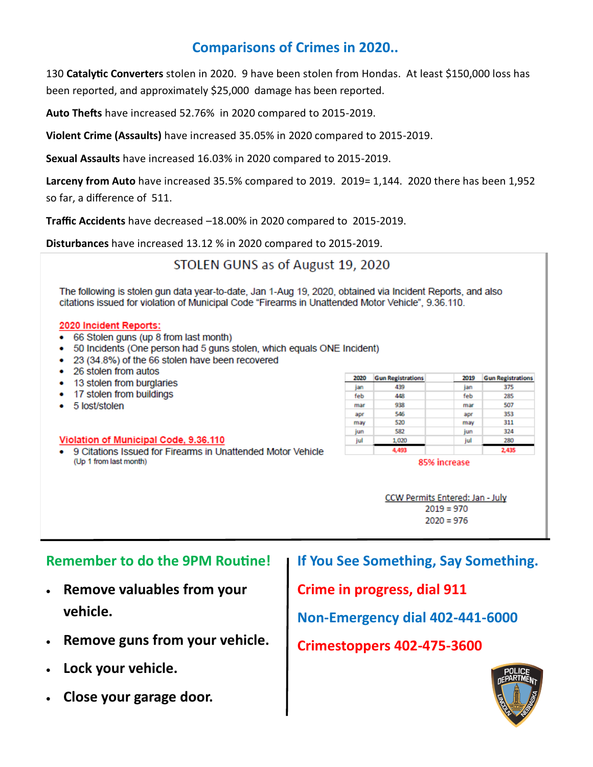## Comparisons of Crimes in 2020..

130 **Catalytic Converters** stolen in 2020. 9 have been stolen from Hondas. At least $150,000 loss has been reported, and approximately $25,000 damage has been reported.

**Auto Thefts** have increased 52.76% in 2020 compared to 2015-2019.

**Violent Crime (Assaults)** have increased 35.05% in 2020 compared to 2015-2019.

**Sexual Assaults** have increased 16.03% in 2020 compared to 2015-2019.

**Larceny from Auto** have increased 35.5% compared to 2019. 2019= 1,144. 2020 there has been 1,952 so far, a difference of 511.

**Traffic Accidents** have decreased –18.00% in 2020 compared to 2015-2019.

**Disturbances** have increased 13.12 % in 2020 compared to 2015-2019.

### STOLEN GUNS as of August 19, 2020

The following is stolen gun data year-to-date, Jan 1-Aug 19, 2020, obtained via Incident Reports, and also citations issued for violation of Municipal Code "Firearms in Unattended Motor Vehicle", 9.36.110.

**2020 Incident Reports:**

- 66 Stolen guns (up 8 from last month)
- 50 Incidents (One person had 5 guns stolen, which equals ONE Incident)
- 23 (34.8%) of the 66 stolen have been recovered
- 26 stolen from autos
- 13 stolen from burglaries
- 17 stolen from buildings
- 5 lost/stolen

**Violation of Municipal Code, 9.36.110**

- 9 Citations Issued for Firearms in Unattended Motor Vehicle
  (Up 1 from last month)

| 2020 | Gun Registrations | 2019 | Gun Registrations |
|---|---|---|---|
| jan | 439 | jan | 375 |
| feb | 448 | feb | 285 |
| mar | 938 | mar | 507 |
| apr | 546 | apr | 353 |
| may | 520 | may | 311 |
| jun | 582 | jun | 324 |
| jul | 1,020 | jul | 280 |
| | 4,493 | | 2,435 |

85% increase

CCW Permits Entered: Jan - July
2019 = 970
2020 = 976

### Remember to do the 9PM Routine!

- **Remove valuables from your vehicle.**
- **Remove guns from your vehicle.**
- **Lock your vehicle.**
- **Close your garage door.**

### If You See Something, Say Something.

**Crime in progress, dial 911**

**Non-Emergency dial 402-441-6000**

**Crimestoppers 402-475-3600**